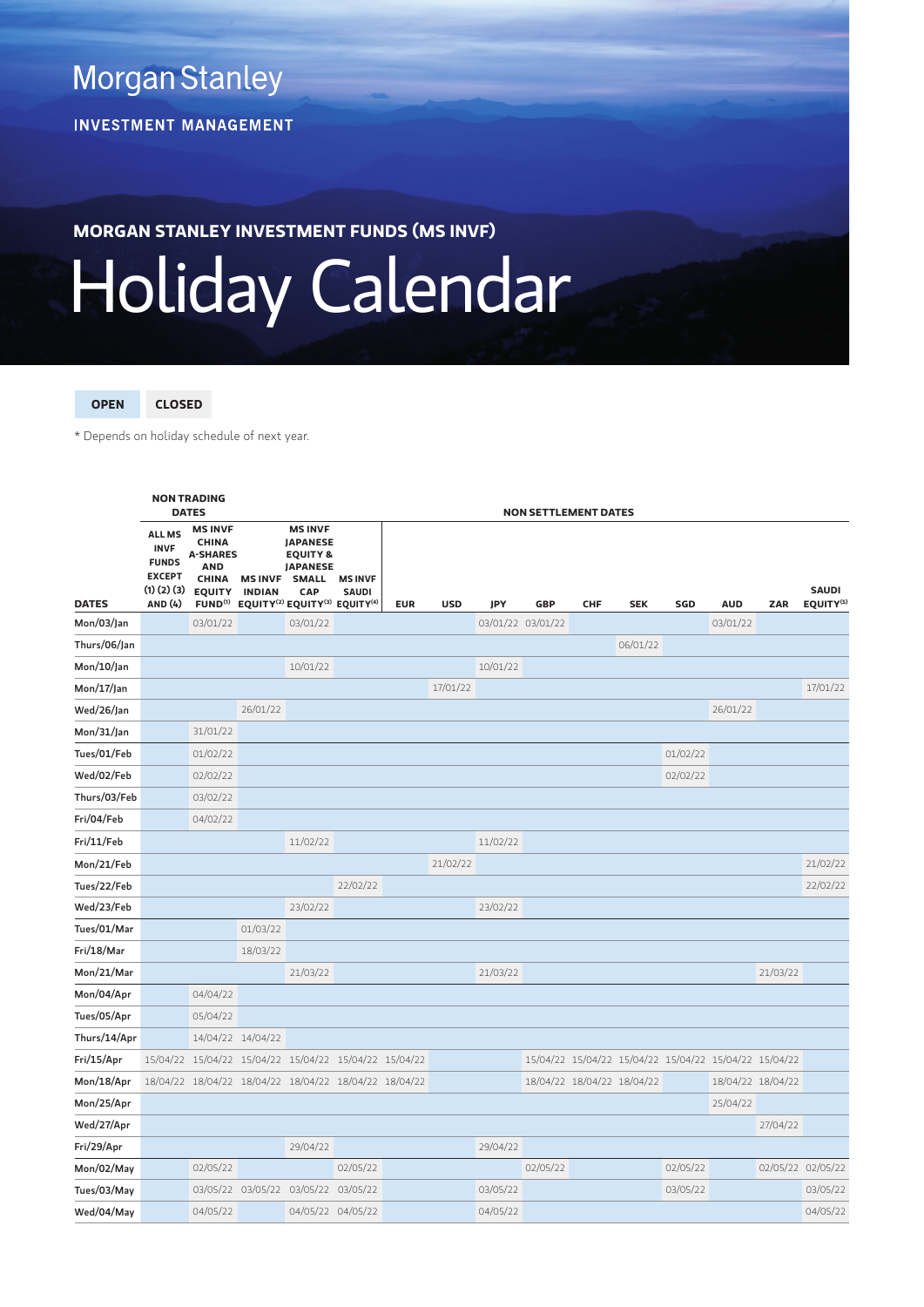Morgan Stanley

INVESTMENT MANAGEMENT

## MORGAN STANLEY INVESTMENT FUNDS (MS INVF)

# Holiday Calendar

| OPEN | CLOSED |
|---|---|

* Depends on holiday schedule of next year.

| | NON TRADING DATES | | | | | NON SETTLEMENT DATES | | | | | | | | | |
|---|---|---|---|---|---|---|---|---|---|---|---|---|---|---|---|
| DATES | ALL MS INVF FUNDS EXCEPT (1) (2) (3) AND (4) | MS INVF CHINA A-SHARES AND CHINA EQUITY FUND[1] | MS INVF INDIAN EQUITY[2] | MS INVF JAPANESE EQUITY & JAPANESE SMALL CAP EQUITY[3] | MS INVF SAUDI EQUITY[4] | EUR | USD | JPY | GBP | CHF | SEK | SGD | AUD | ZAR | SAUDI EQUITY[5] |
| Mon/03/Jan | | 03/01/22 | | 03/01/22 | | | | 03/01/22 | 03/01/22 | | | | 03/01/22 | | |
| Thurs/06/Jan | | | | | | | | | | | 06/01/22 | | | | |
| Mon/10/Jan | | | | 10/01/22 | | | | 10/01/22 | | | | | | | |
| Mon/17/Jan | | | | | | | 17/01/22 | | | | | | | | 17/01/22 |
| Wed/26/Jan | | | 26/01/22 | | | | | | | | | | 26/01/22 | | |
| Mon/31/Jan | | 31/01/22 | | | | | | | | | | | | | |
| Tues/01/Feb | | 01/02/22 | | | | | | | | | | 01/02/22 | | | |
| Wed/02/Feb | | 02/02/22 | | | | | | | | | | 02/02/22 | | | |
| Thurs/03/Feb | | 03/02/22 | | | | | | | | | | | | | |
| Fri/04/Feb | | 04/02/22 | | | | | | | | | | | | | |
| Fri/11/Feb | | | | 11/02/22 | | | | 11/02/22 | | | | | | | |
| Mon/21/Feb | | | | | | | 21/02/22 | | | | | | | | 21/02/22 |
| Tues/22/Feb | | | | | 22/02/22 | | | | | | | | | | 22/02/22 |
| Wed/23/Feb | | | | 23/02/22 | | | | 23/02/22 | | | | | | | |
| Tues/01/Mar | | | 01/03/22 | | | | | | | | | | | | |
| Fri/18/Mar | | | 18/03/22 | | | | | | | | | | | | |
| Mon/21/Mar | | | | 21/03/22 | | | | 21/03/22 | | | | | | 21/03/22 | |
| Mon/04/Apr | | 04/04/22 | | | | | | | | | | | | | |
| Tues/05/Apr | | 05/04/22 | | | | | | | | | | | | | |
| Thurs/14/Apr | | 14/04/22 | 14/04/22 | | | | | | | | | | | | |
| Fri/15/Apr | 15/04/22 | 15/04/22 | 15/04/22 | 15/04/22 | 15/04/22 | 15/04/22 | | | 15/04/22 | 15/04/22 | 15/04/22 | 15/04/22 | 15/04/22 | 15/04/22 | |
| Mon/18/Apr | 18/04/22 | 18/04/22 | 18/04/22 | 18/04/22 | 18/04/22 | 18/04/22 | | | 18/04/22 | 18/04/22 | 18/04/22 | | 18/04/22 | 18/04/22 | |
| Mon/25/Apr | | | | | | | | | | | | | 25/04/22 | | |
| Wed/27/Apr | | | | | | | | | | | | | | 27/04/22 | |
| Fri/29/Apr | | | | 29/04/22 | | | | 29/04/22 | | | | | | | |
| Mon/02/May | | 02/05/22 | | | 02/05/22 | | | | 02/05/22 | | | 02/05/22 | | 02/05/22 | 02/05/22 |
| Tues/03/May | | 03/05/22 | 03/05/22 | 03/05/22 | 03/05/22 | | | 03/05/22 | | | | 03/05/22 | | | 03/05/22 |
| Wed/04/May | | 04/05/22 | | 04/05/22 | 04/05/22 | | | 04/05/22 | | | | | | | 04/05/22 |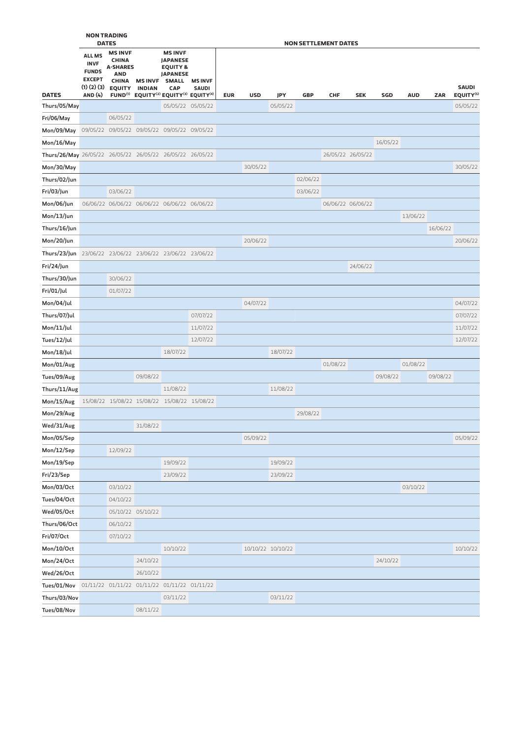| DATES | NON TRADING DATES | | | | | NON SETTLEMENT DATES | | | | | | | | | |
|---|---|---|---|---|---|---|---|---|---|---|---|---|---|---|---|
| | ALL MS INVF FUNDS EXCEPT (1) (2) (3) AND (4) | MS INVF CHINA A-SHARES AND CHINA EQUITY FUND[1] | MS INVF INDIAN EQUITY[2] | MS INVF JAPANESE EQUITY & JAPANESE SMALL CAP EQUITY[3] | MS INVF SAUDI EQUITY[4] | EUR | USD | JPY | GBP | CHF | SEK | SGD | AUD | ZAR | SAUDI EQUITY[5] |
| Thurs/05/May | | | | 05/05/22 | 05/05/22 | | | 05/05/22 | | | | | | | 05/05/22 |
| Fri/06/May | | 06/05/22 | | | | | | | | | | | | | |
| Mon/09/May | 09/05/22 | 09/05/22 | 09/05/22 | 09/05/22 | 09/05/22 | | | | | | | | | | |
| Mon/16/May | | | | | | | | | | | | 16/05/22 | | | |
| Thurs/26/May | 26/05/22 | 26/05/22 | 26/05/22 | 26/05/22 | 26/05/22 | | | | | 26/05/22 | 26/05/22 | | | | |
| Mon/30/May | | | | | | | 30/05/22 | | | | | | | | 30/05/22 |
| Thurs/02/Jun | | | | | | | | | 02/06/22 | | | | | | |
| Fri/03/Jun | | 03/06/22 | | | | | | | 03/06/22 | | | | | | |
| Mon/06/Jun | 06/06/22 | 06/06/22 | 06/06/22 | 06/06/22 | 06/06/22 | | | | | 06/06/22 | 06/06/22 | | | | |
| Mon/13/Jun | | | | | | | | | | | | | 13/06/22 | | |
| Thurs/16/Jun | | | | | | | | | | | | | | 16/06/22 | |
| Mon/20/Jun | | | | | | | 20/06/22 | | | | | | | | 20/06/22 |
| Thurs/23/Jun | 23/06/22 | 23/06/22 | 23/06/22 | 23/06/22 | 23/06/22 | | | | | | | | | | |
| Fri/24/Jun | | | | | | | | | | | 24/06/22 | | | | |
| Thurs/30/Jun | | 30/06/22 | | | | | | | | | | | | | |
| Fri/01/Jul | | 01/07/22 | | | | | | | | | | | | | |
| Mon/04/Jul | | | | | | | 04/07/22 | | | | | | | | 04/07/22 |
| Thurs/07/Jul | | | | | 07/07/22 | | | | | | | | | | 07/07/22 |
| Mon/11/Jul | | | | | 11/07/22 | | | | | | | | | | 11/07/22 |
| Tues/12/Jul | | | | | 12/07/22 | | | | | | | | | | 12/07/22 |
| Mon/18/Jul | | | | 18/07/22 | | | | 18/07/22 | | | | | | | |
| Mon/01/Aug | | | | | | | | | | 01/08/22 | | | 01/08/22 | | |
| Tues/09/Aug | | | 09/08/22 | | | | | | | | | 09/08/22 | | 09/08/22 | |
| Thurs/11/Aug | | | | 11/08/22 | | | | 11/08/22 | | | | | | | |
| Mon/15/Aug | 15/08/22 | 15/08/22 | 15/08/22 | 15/08/22 | 15/08/22 | | | | | | | | | | |
| Mon/29/Aug | | | | | | | | | 29/08/22 | | | | | | |
| Wed/31/Aug | | | 31/08/22 | | | | | | | | | | | | |
| Mon/05/Sep | | | | | | | 05/09/22 | | | | | | | | 05/09/22 |
| Mon/12/Sep | | 12/09/22 | | | | | | | | | | | | | |
| Mon/19/Sep | | | | 19/09/22 | | | | 19/09/22 | | | | | | | |
| Fri/23/Sep | | | | 23/09/22 | | | | 23/09/22 | | | | | | | |
| Mon/03/Oct | | 03/10/22 | | | | | | | | | | | 03/10/22 | | |
| Tues/04/Oct | | 04/10/22 | | | | | | | | | | | | | |
| Wed/05/Oct | | 05/10/22 | 05/10/22 | | | | | | | | | | | | |
| Thurs/06/Oct | | 06/10/22 | | | | | | | | | | | | | |
| Fri/07/Oct | | 07/10/22 | | | | | | | | | | | | | |
| Mon/10/Oct | | | | 10/10/22 | | | 10/10/22 | 10/10/22 | | | | | | | 10/10/22 |
| Mon/24/Oct | | | 24/10/22 | | | | | | | | | 24/10/22 | | | |
| Wed/26/Oct | | | 26/10/22 | | | | | | | | | | | | |
| Tues/01/Nov | 01/11/22 | 01/11/22 | 01/11/22 | 01/11/22 | 01/11/22 | | | | | | | | | | |
| Thurs/03/Nov | | | | 03/11/22 | | | | 03/11/22 | | | | | | | |
| Tues/08/Nov | | | 08/11/22 | | | | | | | | | | | | |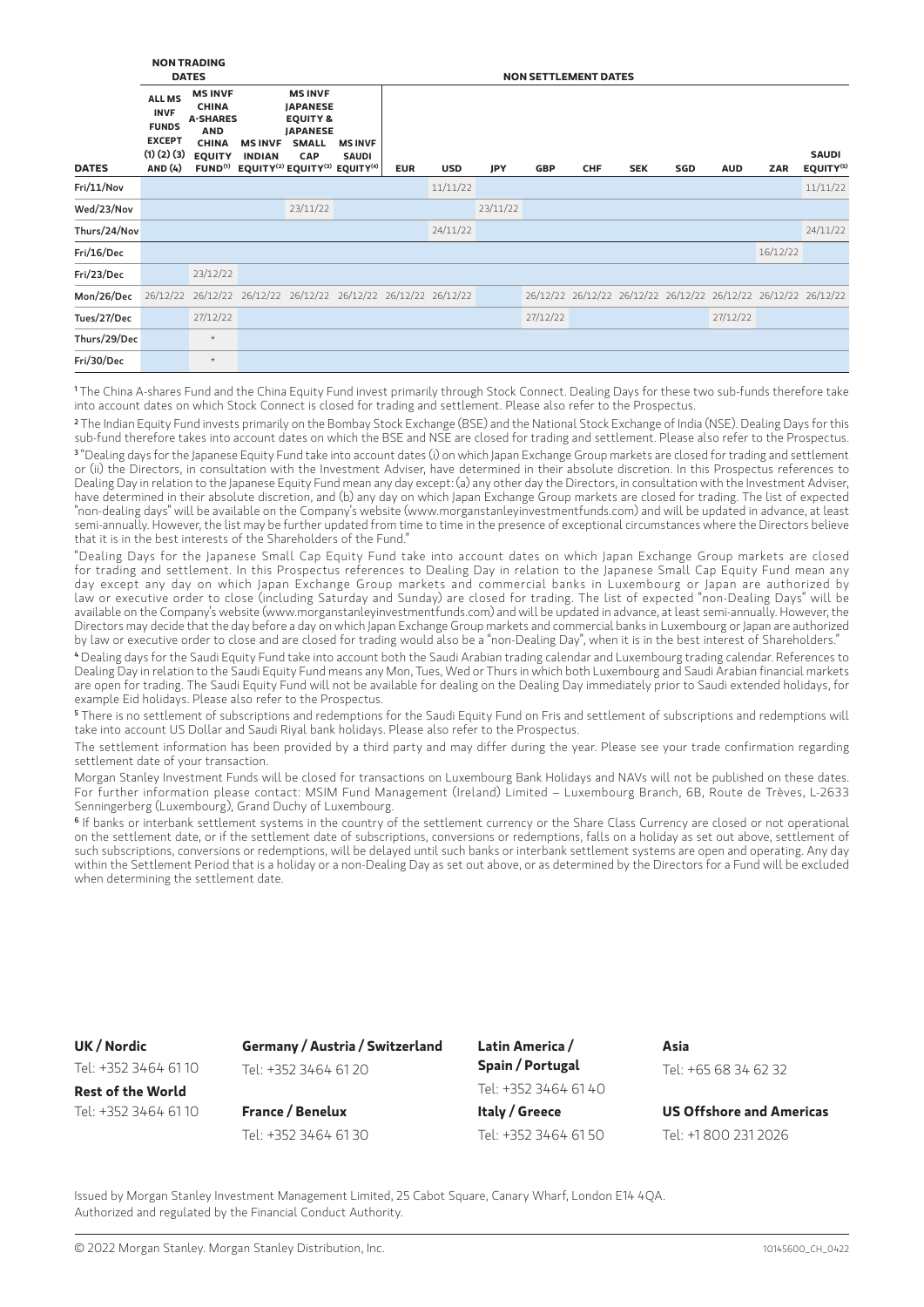| | NON TRADING DATES | | | | | NON SETTLEMENT DATES | | | | | | | | | |
|---|---|---|---|---|---|---|---|---|---|---|---|---|---|---|---|
| **DATES** | **ALL MS INVF FUNDS EXCEPT (1) (2) (3) AND (4)** | **MS INVF CHINA A-SHARES AND CHINA EQUITY FUND[1]** | **MS INVF INDIAN EQUITY[2]** | **MS INVF JAPANESE EQUITY & JAPANESE SMALL CAP EQUITY[3]** | **MS INVF SAUDI EQUITY[4]** | **EUR** | **USD** | **JPY** | **GBP** | **CHF** | **SEK** | **SGD** | **AUD** | **ZAR** | **SAUDI EQUITY[5]** |
| Fri/11/Nov | | | | | | | 11/11/22 | | | | | | | | 11/11/22 |
| Wed/23/Nov | | | | 23/11/22 | | | | 23/11/22 | | | | | | | |
| Thurs/24/Nov | | | | | | | 24/11/22 | | | | | | | | 24/11/22 |
| Fri/16/Dec | | | | | | | | | | | | | | 16/12/22 | |
| Fri/23/Dec | | 23/12/22 | | | | | | | | | | | | | |
| Mon/26/Dec | 26/12/22 | 26/12/22 | 26/12/22 | 26/12/22 | 26/12/22 | 26/12/22 | 26/12/22 | | 26/12/22 | 26/12/22 | 26/12/22 | 26/12/22 | 26/12/22 | 26/12/22 | 26/12/22 |
| Tues/27/Dec | | 27/12/22 | | | | | | | 27/12/22 | | | | 27/12/22 | | |
| Thurs/29/Dec | | * | | | | | | | | | | | | | |
| Fri/30/Dec | | * | | | | | | | | | | | | | |

[1] The China A-shares Fund and the China Equity Fund invest primarily through Stock Connect. Dealing Days for these two sub-funds therefore take into account dates on which Stock Connect is closed for trading and settlement. Please also refer to the Prospectus.

[2] The Indian Equity Fund invests primarily on the Bombay Stock Exchange (BSE) and the National Stock Exchange of India (NSE). Dealing Days for this sub-fund therefore takes into account dates on which the BSE and NSE are closed for trading and settlement. Please also refer to the Prospectus.

[3] "Dealing days for the Japanese Equity Fund take into account dates (i) on which Japan Exchange Group markets are closed for trading and settlement or (ii) the Directors, in consultation with the Investment Adviser, have determined in their absolute discretion. In this Prospectus references to Dealing Day in relation to the Japanese Equity Fund mean any day except: (a) any other day the Directors, in consultation with the Investment Adviser, have determined in their absolute discretion, and (b) any day on which Japan Exchange Group markets are closed for trading. The list of expected "non-dealing days" will be available on the Company's website (www.morganstanleyinvestmentfunds.com) and will be updated in advance, at least semi-annually. However, the list may be further updated from time to time in the presence of exceptional circumstances where the Directors believe that it is in the best interests of the Shareholders of the Fund."

"Dealing Days for the Japanese Small Cap Equity Fund take into account dates on which Japan Exchange Group markets are closed for trading and settlement. In this Prospectus references to Dealing Day in relation to the Japanese Small Cap Equity Fund mean any day except any day on which Japan Exchange Group markets and commercial banks in Luxembourg or Japan are authorized by law or executive order to close (including Saturday and Sunday) are closed for trading. The list of expected "non-Dealing Days" will be available on the Company's website (www.morganstanleyinvestmentfunds.com) and will be updated in advance, at least semi-annually. However, the Directors may decide that the day before a day on which Japan Exchange Group markets and commercial banks in Luxembourg or Japan are authorized by law or executive order to close and are closed for trading would also be a "non-Dealing Day", when it is in the best interest of Shareholders."

[4] Dealing days for the Saudi Equity Fund take into account both the Saudi Arabian trading calendar and Luxembourg trading calendar. References to Dealing Day in relation to the Saudi Equity Fund means any Mon, Tues, Wed or Thurs in which both Luxembourg and Saudi Arabian financial markets are open for trading. The Saudi Equity Fund will not be available for dealing on the Dealing Day immediately prior to Saudi extended holidays, for example Eid holidays. Please also refer to the Prospectus.

[5] There is no settlement of subscriptions and redemptions for the Saudi Equity Fund on Fris and settlement of subscriptions and redemptions will take into account US Dollar and Saudi Riyal bank holidays. Please also refer to the Prospectus.

The settlement information has been provided by a third party and may differ during the year. Please see your trade confirmation regarding settlement date of your transaction.

Morgan Stanley Investment Funds will be closed for transactions on Luxembourg Bank Holidays and NAVs will not be published on these dates. For further information please contact: MSIM Fund Management (Ireland) Limited – Luxembourg Branch, 6B, Route de Trèves, L-2633 Senningerberg (Luxembourg), Grand Duchy of Luxembourg.

[6] If banks or interbank settlement systems in the country of the settlement currency or the Share Class Currency are closed or not operational on the settlement date, or if the settlement date of subscriptions, conversions or redemptions, falls on a holiday as set out above, settlement of such subscriptions, conversions or redemptions, will be delayed until such banks or interbank settlement systems are open and operating. Any day within the Settlement Period that is a holiday or a non-Dealing Day as set out above, or as determined by the Directors for a Fund will be excluded when determining the settlement date.

**UK / Nordic**
Tel: +352 3464 6110

**Rest of the World**
Tel: +352 3464 6110

**Germany / Austria / Switzerland**
Tel: +352 3464 6120

**France / Benelux**
Tel: +352 3464 6130

**Latin America / Spain / Portugal**
Tel: +352 3464 6140

**Italy / Greece**
Tel: +352 3464 6150

**Asia**
Tel: +65 68 34 62 32

**US Offshore and Americas**
Tel: +1 800 231 2026

Issued by Morgan Stanley Investment Management Limited, 25 Cabot Square, Canary Wharf, London E14 4QA.
Authorized and regulated by the Financial Conduct Authority.

© 2022 Morgan Stanley. Morgan Stanley Distribution, Inc.

10145600_CH_0422